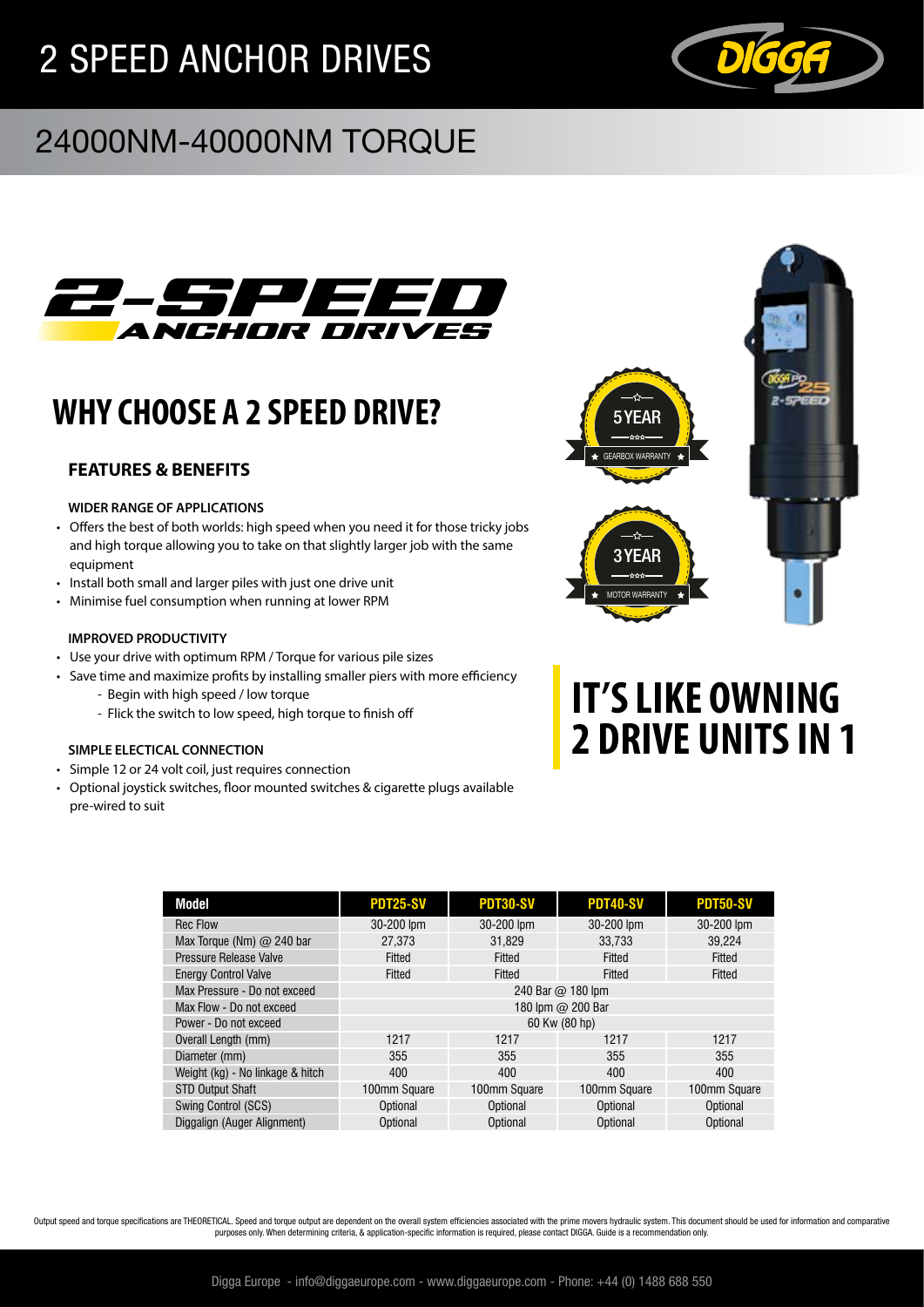# 2 SPEED ANCHOR DRIVES

## 24000NM-40000NM TORQUE

2-SPEED ANCHOR DRIVES

## WHY CHOOSE A 2 SPEED DRIVE?

### FEATURES & BENEFITS

**WIDER RANGE OF APPLICATIONS**

- Offers the best of both worlds: high speed when you need it for those tricky jobs and high torque allowing you to take on that slightly larger job with the same equipment
- Install both small and larger piles with just one drive unit
- Minimise fuel consumption when running at lower RPM

**IMPROVED PRODUCTIVITY**

- Use your drive with optimum RPM / Torque for various pile sizes
- Save time and maximize profits by installing smaller piers with more efficiency
  - Begin with high speed / low torque
  - Flick the switch to low speed, high torque to finish off

**SIMPLE ELECTICAL CONNECTION**

- Simple 12 or 24 volt coil, just requires connection
- Optional joystick switches, floor mounted switches & cigarette plugs available pre-wired to suit

5 YEAR GEARBOX WARRANTY

3 YEAR MOTOR WARRANTY

## IT'S LIKE OWNING 2 DRIVE UNITS IN 1

| Model | PDT25-SV | PDT30-SV | PDT40-SV | PDT50-SV |
|---|---|---|---|---|
| Rec Flow | 30-200 lpm | 30-200 lpm | 30-200 lpm | 30-200 lpm |
| Max Torque (Nm) @ 240 bar | 27,373 | 31,829 | 33,733 | 39,224 |
| Pressure Release Valve | Fitted | Fitted | Fitted | Fitted |
| Energy Control Valve | Fitted | Fitted | Fitted | Fitted |
| Max Pressure - Do not exceed | 240 Bar @ 180 lpm | | | |
| Max Flow - Do not exceed | 180 lpm @ 200 Bar | | | |
| Power - Do not exceed | 60 Kw (80 hp) | | | |
| Overall Length (mm) | 1217 | 1217 | 1217 | 1217 |
| Diameter (mm) | 355 | 355 | 355 | 355 |
| Weight (kg) - No linkage & hitch | 400 | 400 | 400 | 400 |
| STD Output Shaft | 100mm Square | 100mm Square | 100mm Square | 100mm Square |
| Swing Control (SCS) | Optional | Optional | Optional | Optional |
| Diggalign (Auger Alignment) | Optional | Optional | Optional | Optional |

Output speed and torque specifications are THEORETICAL. Speed and torque output are dependent on the overall system efficiencies associated with the prime movers hydraulic system. This document should be used for information and comparative purposes only. When determining criteria, & application-specific information is required, please contact DIGGA. Guide is a recommendation only.

Digga Europe - info@diggaeurope.com - www.diggaeurope.com - Phone: +44 (0) 1488 688 550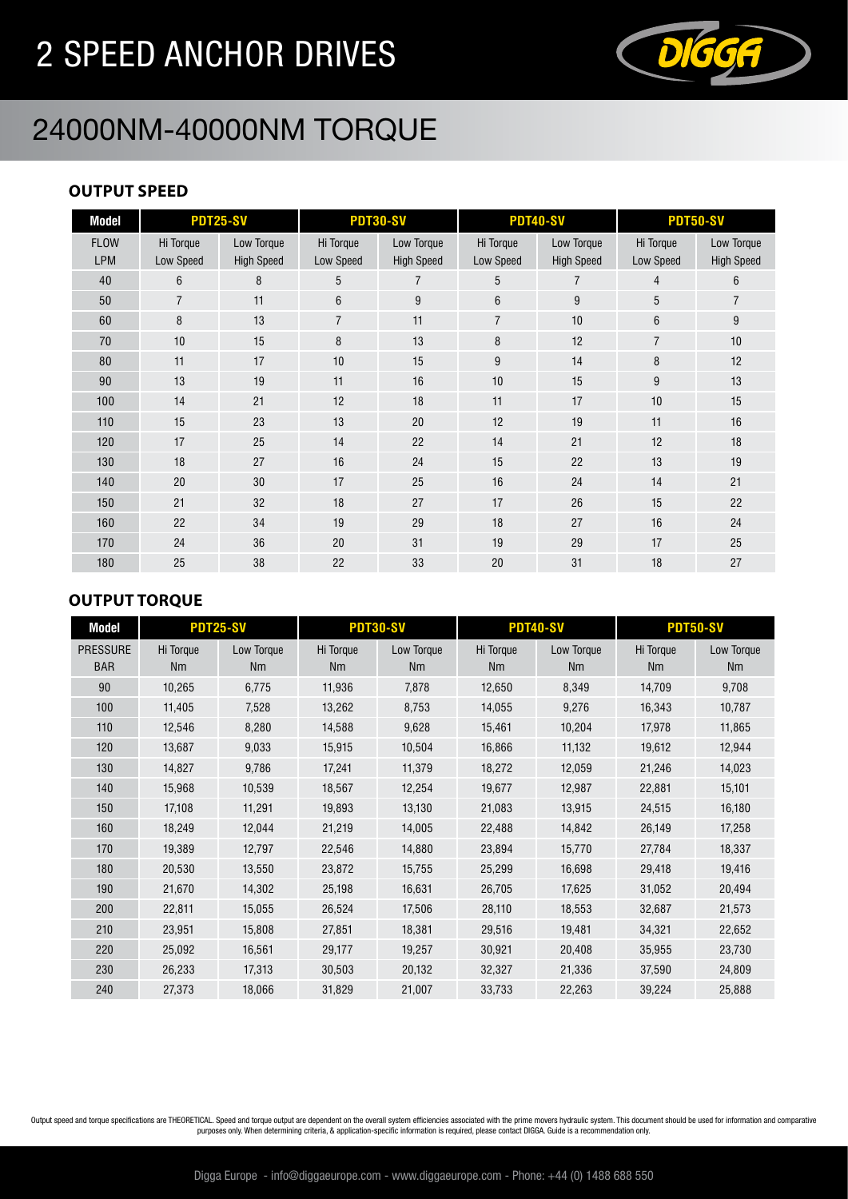# 2 SPEED ANCHOR DRIVES

## 24000NM-40000NM TORQUE

### OUTPUT SPEED

| Model | PDT25-SV | | PDT30-SV | | PDT40-SV | | PDT50-SV | |
|---|---|---|---|---|---|---|---|---|
| FLOW LPM | Hi Torque Low Speed | Low Torque High Speed | Hi Torque Low Speed | Low Torque High Speed | Hi Torque Low Speed | Low Torque High Speed | Hi Torque Low Speed | Low Torque High Speed |
| 40 | 6 | 8 | 5 | 7 | 5 | 7 | 4 | 6 |
| 50 | 7 | 11 | 6 | 9 | 6 | 9 | 5 | 7 |
| 60 | 8 | 13 | 7 | 11 | 7 | 10 | 6 | 9 |
| 70 | 10 | 15 | 8 | 13 | 8 | 12 | 7 | 10 |
| 80 | 11 | 17 | 10 | 15 | 9 | 14 | 8 | 12 |
| 90 | 13 | 19 | 11 | 16 | 10 | 15 | 9 | 13 |
| 100 | 14 | 21 | 12 | 18 | 11 | 17 | 10 | 15 |
| 110 | 15 | 23 | 13 | 20 | 12 | 19 | 11 | 16 |
| 120 | 17 | 25 | 14 | 22 | 14 | 21 | 12 | 18 |
| 130 | 18 | 27 | 16 | 24 | 15 | 22 | 13 | 19 |
| 140 | 20 | 30 | 17 | 25 | 16 | 24 | 14 | 21 |
| 150 | 21 | 32 | 18 | 27 | 17 | 26 | 15 | 22 |
| 160 | 22 | 34 | 19 | 29 | 18 | 27 | 16 | 24 |
| 170 | 24 | 36 | 20 | 31 | 19 | 29 | 17 | 25 |
| 180 | 25 | 38 | 22 | 33 | 20 | 31 | 18 | 27 |

### OUTPUT TORQUE

| Model | PDT25-SV | | PDT30-SV | | PDT40-SV | | PDT50-SV | |
|---|---|---|---|---|---|---|---|---|
| PRESSURE BAR | Hi Torque Nm | Low Torque Nm | Hi Torque Nm | Low Torque Nm | Hi Torque Nm | Low Torque Nm | Hi Torque Nm | Low Torque Nm |
| 90 | 10,265 | 6,775 | 11,936 | 7,878 | 12,650 | 8,349 | 14,709 | 9,708 |
| 100 | 11,405 | 7,528 | 13,262 | 8,753 | 14,055 | 9,276 | 16,343 | 10,787 |
| 110 | 12,546 | 8,280 | 14,588 | 9,628 | 15,461 | 10,204 | 17,978 | 11,865 |
| 120 | 13,687 | 9,033 | 15,915 | 10,504 | 16,866 | 11,132 | 19,612 | 12,944 |
| 130 | 14,827 | 9,786 | 17,241 | 11,379 | 18,272 | 12,059 | 21,246 | 14,023 |
| 140 | 15,968 | 10,539 | 18,567 | 12,254 | 19,677 | 12,987 | 22,881 | 15,101 |
| 150 | 17,108 | 11,291 | 19,893 | 13,130 | 21,083 | 13,915 | 24,515 | 16,180 |
| 160 | 18,249 | 12,044 | 21,219 | 14,005 | 22,488 | 14,842 | 26,149 | 17,258 |
| 170 | 19,389 | 12,797 | 22,546 | 14,880 | 23,894 | 15,770 | 27,784 | 18,337 |
| 180 | 20,530 | 13,550 | 23,872 | 15,755 | 25,299 | 16,698 | 29,418 | 19,416 |
| 190 | 21,670 | 14,302 | 25,198 | 16,631 | 26,705 | 17,625 | 31,052 | 20,494 |
| 200 | 22,811 | 15,055 | 26,524 | 17,506 | 28,110 | 18,553 | 32,687 | 21,573 |
| 210 | 23,951 | 15,808 | 27,851 | 18,381 | 29,516 | 19,481 | 34,321 | 22,652 |
| 220 | 25,092 | 16,561 | 29,177 | 19,257 | 30,921 | 20,408 | 35,955 | 23,730 |
| 230 | 26,233 | 17,313 | 30,503 | 20,132 | 32,327 | 21,336 | 37,590 | 24,809 |
| 240 | 27,373 | 18,066 | 31,829 | 21,007 | 33,733 | 22,263 | 39,224 | 25,888 |

Output speed and torque specifications are THEORETICAL. Speed and torque output are dependent on the overall system efficiencies associated with the prime movers hydraulic system. This document should be used for information and comparative purposes only. When determining criteria, & application-specific information is required, please contact DIGGA. Guide is a recommendation only.

Digga Europe - info@diggaeurope.com - www.diggaeurope.com - Phone: +44 (0) 1488 688 550